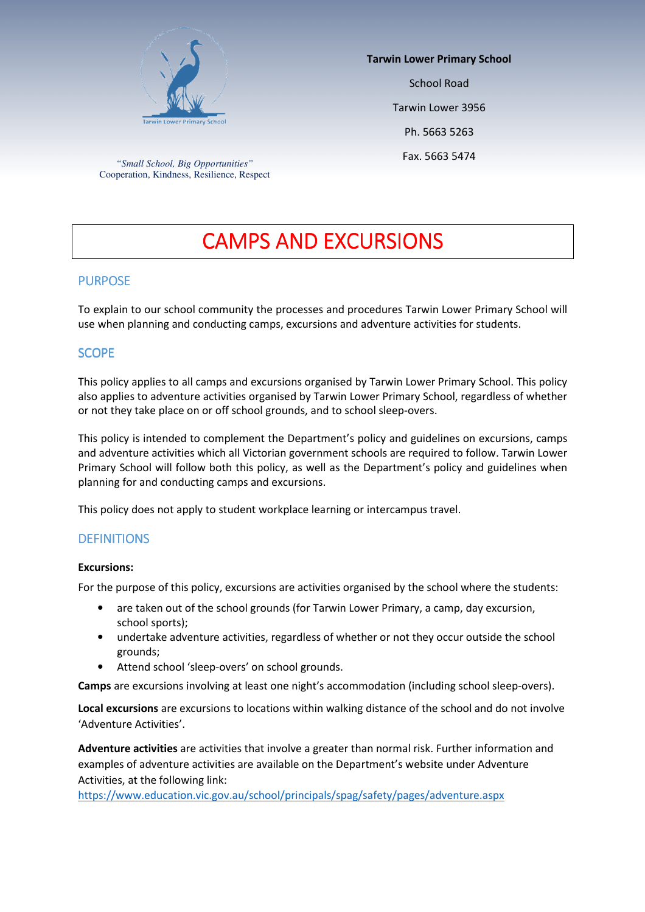Tarwin Lower Primary School

*"Small School, Big Opportunities"*
Cooperation, Kindness, Resilience, Respect

**Tarwin Lower Primary School**

School Road

Tarwin Lower 3956

Ph. 5663 5263

Fax. 5663 5474

# CAMPS AND EXCURSIONS

## PURPOSE

To explain to our school community the processes and procedures Tarwin Lower Primary School will use when planning and conducting camps, excursions and adventure activities for students.

## SCOPE

This policy applies to all camps and excursions organised by Tarwin Lower Primary School. This policy also applies to adventure activities organised by Tarwin Lower Primary School, regardless of whether or not they take place on or off school grounds, and to school sleep-overs.

This policy is intended to complement the Department's policy and guidelines on excursions, camps and adventure activities which all Victorian government schools are required to follow. Tarwin Lower Primary School will follow both this policy, as well as the Department's policy and guidelines when planning for and conducting camps and excursions.

This policy does not apply to student workplace learning or intercampus travel.

## DEFINITIONS

**Excursions:**

For the purpose of this policy, excursions are activities organised by the school where the students:

- are taken out of the school grounds (for Tarwin Lower Primary, a camp, day excursion, school sports);
- undertake adventure activities, regardless of whether or not they occur outside the school grounds;
- Attend school 'sleep-overs' on school grounds.

**Camps** are excursions involving at least one night's accommodation (including school sleep-overs).

**Local excursions** are excursions to locations within walking distance of the school and do not involve 'Adventure Activities'.

**Adventure activities** are activities that involve a greater than normal risk. Further information and examples of adventure activities are available on the Department's website under Adventure Activities, at the following link:
https://www.education.vic.gov.au/school/principals/spag/safety/pages/adventure.aspx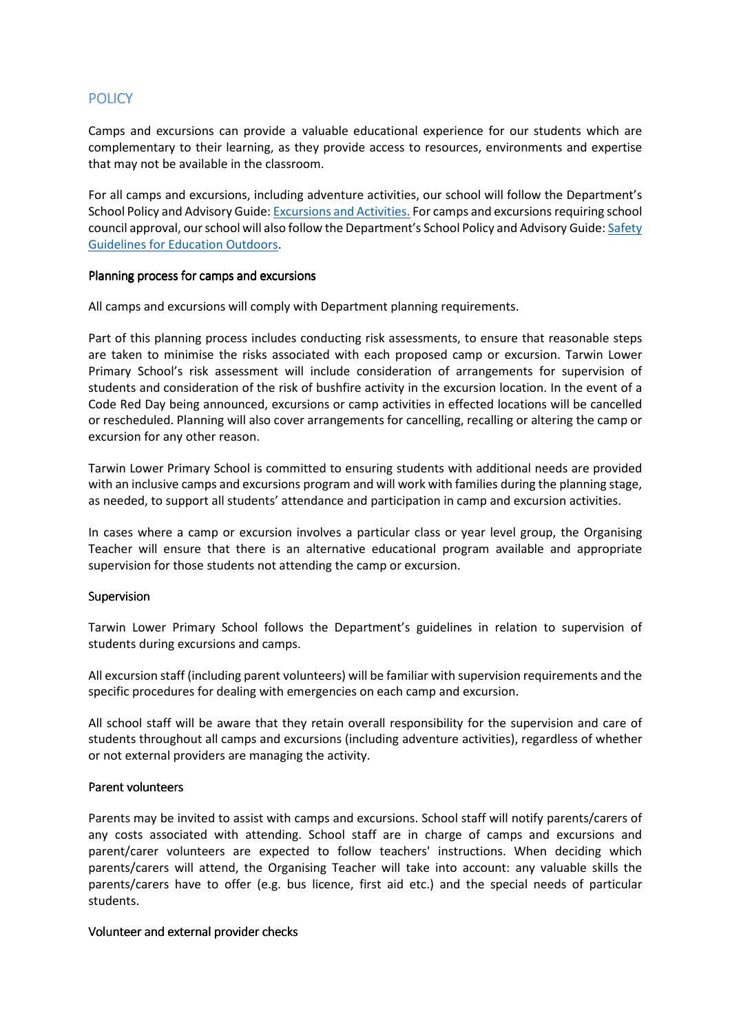## POLICY

Camps and excursions can provide a valuable educational experience for our students which are complementary to their learning, as they provide access to resources, environments and expertise that may not be available in the classroom.

For all camps and excursions, including adventure activities, our school will follow the Department's School Policy and Advisory Guide: [Excursions and Activities.](#) For camps and excursions requiring school council approval, our school will also follow the Department's School Policy and Advisory Guide: [Safety Guidelines for Education Outdoors](#).

### Planning process for camps and excursions

All camps and excursions will comply with Department planning requirements.

Part of this planning process includes conducting risk assessments, to ensure that reasonable steps are taken to minimise the risks associated with each proposed camp or excursion. Tarwin Lower Primary School's risk assessment will include consideration of arrangements for supervision of students and consideration of the risk of bushfire activity in the excursion location. In the event of a Code Red Day being announced, excursions or camp activities in effected locations will be cancelled or rescheduled. Planning will also cover arrangements for cancelling, recalling or altering the camp or excursion for any other reason.

Tarwin Lower Primary School is committed to ensuring students with additional needs are provided with an inclusive camps and excursions program and will work with families during the planning stage, as needed, to support all students' attendance and participation in camp and excursion activities.

In cases where a camp or excursion involves a particular class or year level group, the Organising Teacher will ensure that there is an alternative educational program available and appropriate supervision for those students not attending the camp or excursion.

### Supervision

Tarwin Lower Primary School follows the Department's guidelines in relation to supervision of students during excursions and camps.

All excursion staff (including parent volunteers) will be familiar with supervision requirements and the specific procedures for dealing with emergencies on each camp and excursion.

All school staff will be aware that they retain overall responsibility for the supervision and care of students throughout all camps and excursions (including adventure activities), regardless of whether or not external providers are managing the activity.

### Parent volunteers

Parents may be invited to assist with camps and excursions. School staff will notify parents/carers of any costs associated with attending. School staff are in charge of camps and excursions and parent/carer volunteers are expected to follow teachers' instructions. When deciding which parents/carers will attend, the Organising Teacher will take into account: any valuable skills the parents/carers have to offer (e.g. bus licence, first aid etc.) and the special needs of particular students.

### Volunteer and external provider checks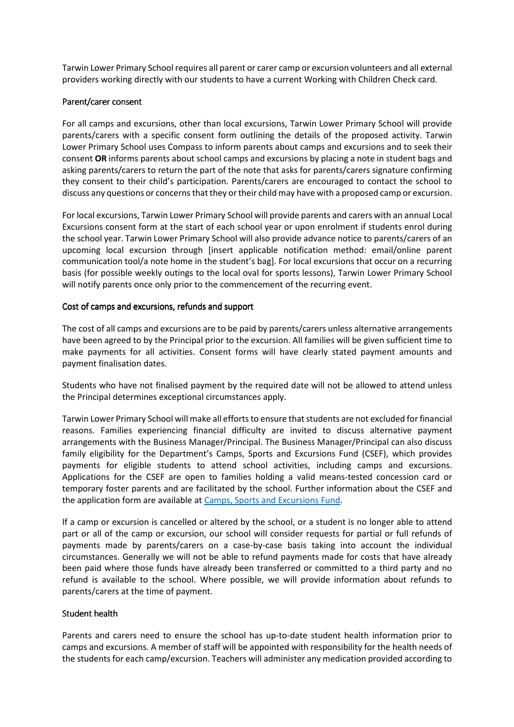Tarwin Lower Primary School requires all parent or carer camp or excursion volunteers and all external providers working directly with our students to have a current Working with Children Check card.

### Parent/carer consent

For all camps and excursions, other than local excursions, Tarwin Lower Primary School will provide parents/carers with a specific consent form outlining the details of the proposed activity. Tarwin Lower Primary School uses Compass to inform parents about camps and excursions and to seek their consent **OR** informs parents about school camps and excursions by placing a note in student bags and asking parents/carers to return the part of the note that asks for parents/carers signature confirming they consent to their child's participation. Parents/carers are encouraged to contact the school to discuss any questions or concerns that they or their child may have with a proposed camp or excursion.

For local excursions, Tarwin Lower Primary School will provide parents and carers with an annual Local Excursions consent form at the start of each school year or upon enrolment if students enrol during the school year. Tarwin Lower Primary School will also provide advance notice to parents/carers of an upcoming local excursion through [insert applicable notification method: email/online parent communication tool/a note home in the student's bag]. For local excursions that occur on a recurring basis (for possible weekly outings to the local oval for sports lessons), Tarwin Lower Primary School will notify parents once only prior to the commencement of the recurring event.

### Cost of camps and excursions, refunds and support

The cost of all camps and excursions are to be paid by parents/carers unless alternative arrangements have been agreed to by the Principal prior to the excursion. All families will be given sufficient time to make payments for all activities. Consent forms will have clearly stated payment amounts and payment finalisation dates.

Students who have not finalised payment by the required date will not be allowed to attend unless the Principal determines exceptional circumstances apply.

Tarwin Lower Primary School will make all efforts to ensure that students are not excluded for financial reasons. Families experiencing financial difficulty are invited to discuss alternative payment arrangements with the Business Manager/Principal. The Business Manager/Principal can also discuss family eligibility for the Department's Camps, Sports and Excursions Fund (CSEF), which provides payments for eligible students to attend school activities, including camps and excursions. Applications for the CSEF are open to families holding a valid means-tested concession card or temporary foster parents and are facilitated by the school. Further information about the CSEF and the application form are available at [Camps, Sports and Excursions Fund](https://www.education.vic.gov.au/about/programs/Pages/csef.aspx).

If a camp or excursion is cancelled or altered by the school, or a student is no longer able to attend part or all of the camp or excursion, our school will consider requests for partial or full refunds of payments made by parents/carers on a case-by-case basis taking into account the individual circumstances. Generally we will not be able to refund payments made for costs that have already been paid where those funds have already been transferred or committed to a third party and no refund is available to the school. Where possible, we will provide information about refunds to parents/carers at the time of payment.

### Student health

Parents and carers need to ensure the school has up-to-date student health information prior to camps and excursions. A member of staff will be appointed with responsibility for the health needs of the students for each camp/excursion. Teachers will administer any medication provided according to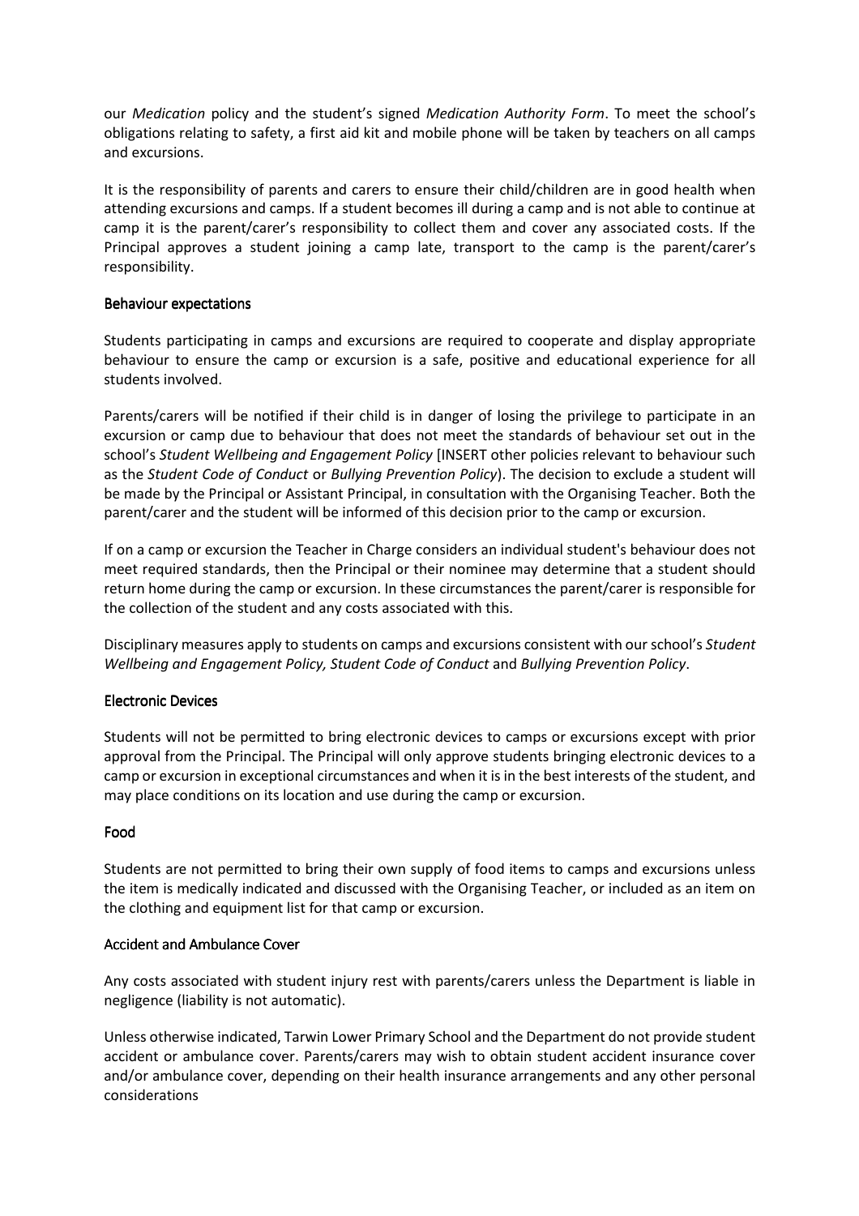our *Medication* policy and the student's signed *Medication Authority Form*. To meet the school's obligations relating to safety, a first aid kit and mobile phone will be taken by teachers on all camps and excursions.

It is the responsibility of parents and carers to ensure their child/children are in good health when attending excursions and camps. If a student becomes ill during a camp and is not able to continue at camp it is the parent/carer's responsibility to collect them and cover any associated costs. If the Principal approves a student joining a camp late, transport to the camp is the parent/carer's responsibility.

### Behaviour expectations

Students participating in camps and excursions are required to cooperate and display appropriate behaviour to ensure the camp or excursion is a safe, positive and educational experience for all students involved.

Parents/carers will be notified if their child is in danger of losing the privilege to participate in an excursion or camp due to behaviour that does not meet the standards of behaviour set out in the school's *Student Wellbeing and Engagement Policy* [INSERT other policies relevant to behaviour such as the *Student Code of Conduct* or *Bullying Prevention Policy*). The decision to exclude a student will be made by the Principal or Assistant Principal, in consultation with the Organising Teacher. Both the parent/carer and the student will be informed of this decision prior to the camp or excursion.

If on a camp or excursion the Teacher in Charge considers an individual student's behaviour does not meet required standards, then the Principal or their nominee may determine that a student should return home during the camp or excursion. In these circumstances the parent/carer is responsible for the collection of the student and any costs associated with this.

Disciplinary measures apply to students on camps and excursions consistent with our school's *Student Wellbeing and Engagement Policy, Student Code of Conduct* and *Bullying Prevention Policy*.

### Electronic Devices

Students will not be permitted to bring electronic devices to camps or excursions except with prior approval from the Principal. The Principal will only approve students bringing electronic devices to a camp or excursion in exceptional circumstances and when it is in the best interests of the student, and may place conditions on its location and use during the camp or excursion.

### Food

Students are not permitted to bring their own supply of food items to camps and excursions unless the item is medically indicated and discussed with the Organising Teacher, or included as an item on the clothing and equipment list for that camp or excursion.

### Accident and Ambulance Cover

Any costs associated with student injury rest with parents/carers unless the Department is liable in negligence (liability is not automatic).

Unless otherwise indicated, Tarwin Lower Primary School and the Department do not provide student accident or ambulance cover. Parents/carers may wish to obtain student accident insurance cover and/or ambulance cover, depending on their health insurance arrangements and any other personal considerations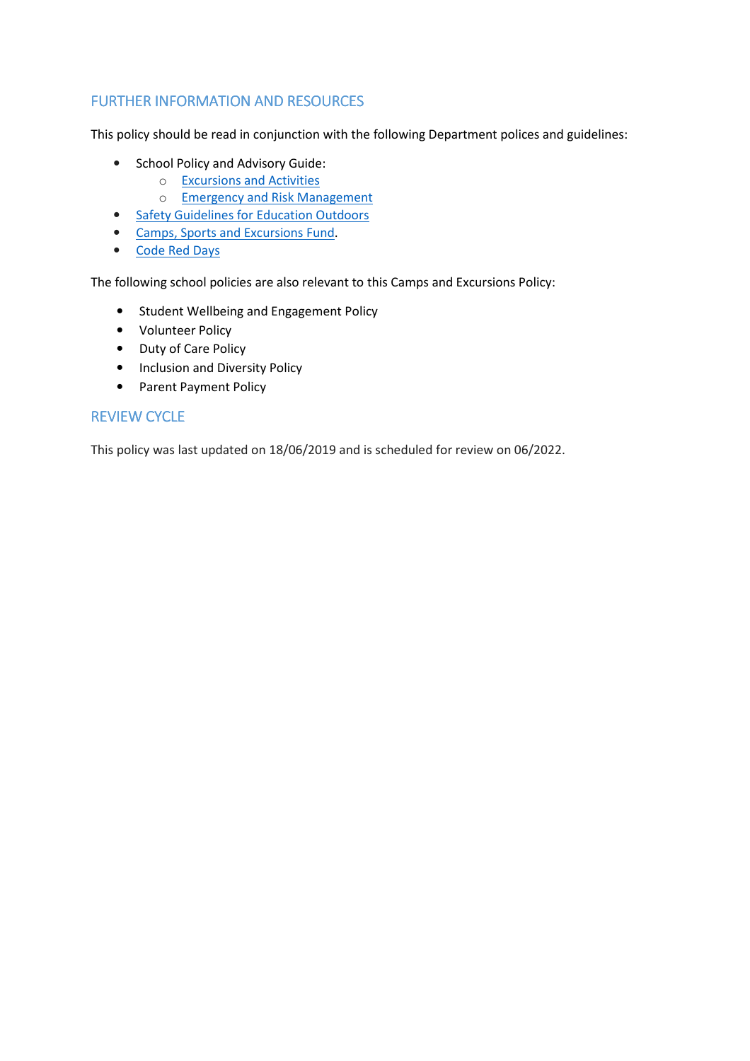## FURTHER INFORMATION AND RESOURCES

This policy should be read in conjunction with the following Department polices and guidelines:

- School Policy and Advisory Guide:
  - Excursions and Activities
  - Emergency and Risk Management
- Safety Guidelines for Education Outdoors
- Camps, Sports and Excursions Fund.
- Code Red Days

The following school policies are also relevant to this Camps and Excursions Policy:

- Student Wellbeing and Engagement Policy
- Volunteer Policy
- Duty of Care Policy
- Inclusion and Diversity Policy
- Parent Payment Policy

## REVIEW CYCLE

This policy was last updated on 18/06/2019 and is scheduled for review on 06/2022.